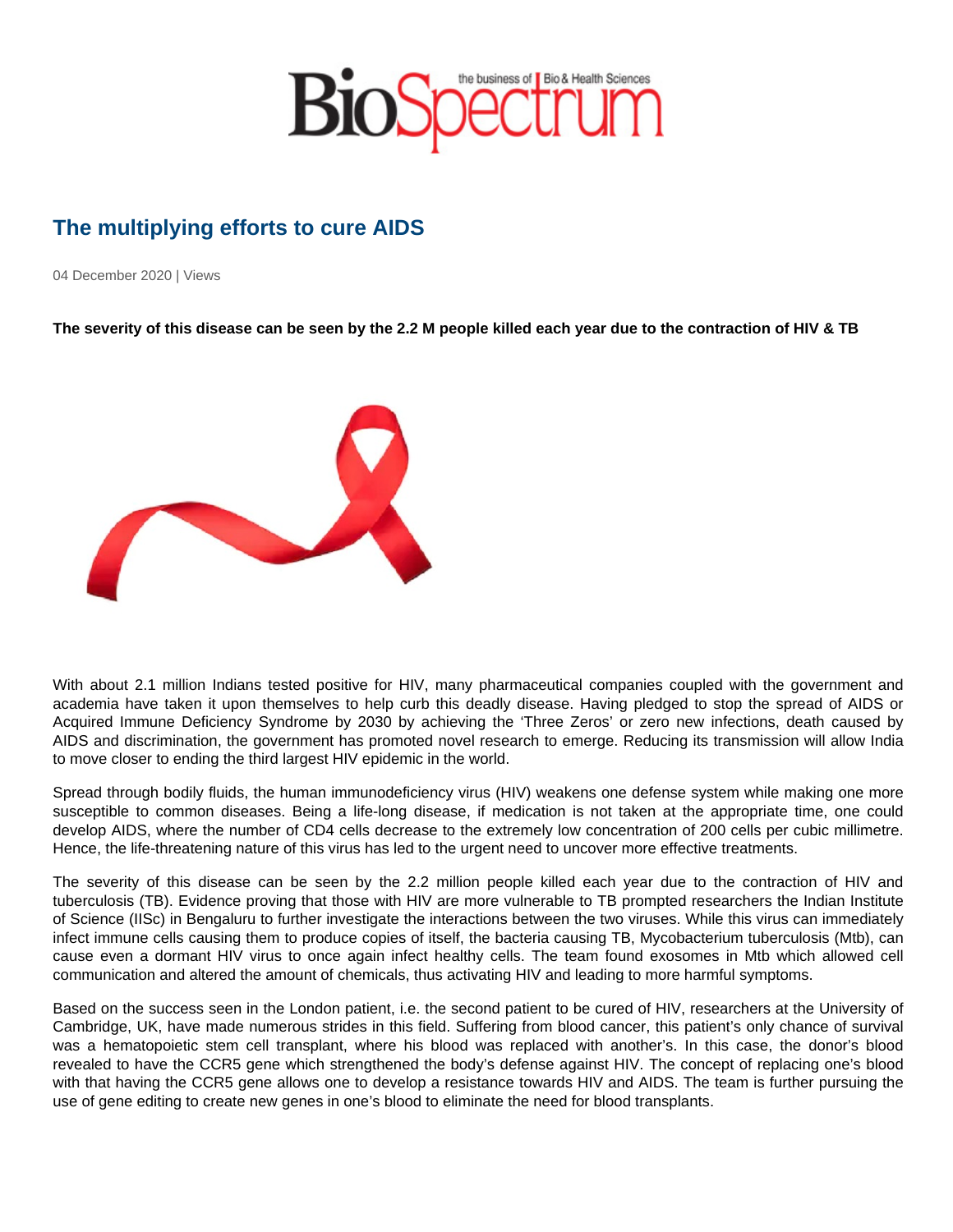# The multiplying efforts to cure AIDS

04 December 2020 | Views

**The severity of this disease can be seen by the 2.2 M people killed each year due to the contraction of HIV & TB**

With about 2.1 million Indians tested positive for HIV, many pharmaceutical companies coupled with the government and academia have taken it upon themselves to help curb this deadly disease. Having pledged to stop the spread of AIDS or Acquired Immune Deficiency Syndrome by 2030 by achieving the 'Three Zeros' or zero new infections, death caused by AIDS and discrimination, the government has promoted novel research to emerge. Reducing its transmission will allow India to move closer to ending the third largest HIV epidemic in the world.

Spread through bodily fluids, the human immunodeficiency virus (HIV) weakens one defense system while making one more susceptible to common diseases. Being a life-long disease, if medication is not taken at the appropriate time, one could develop AIDS, where the number of CD4 cells decrease to the extremely low concentration of 200 cells per cubic millimetre. Hence, the life-threatening nature of this virus has led to the urgent need to uncover more effective treatments.

The severity of this disease can be seen by the 2.2 million people killed each year due to the contraction of HIV and tuberculosis (TB). Evidence proving that those with HIV are more vulnerable to TB prompted researchers the Indian Institute of Science (IISc) in Bengaluru to further investigate the interactions between the two viruses. While this virus can immediately infect immune cells causing them to produce copies of itself, the bacteria causing TB, Mycobacterium tuberculosis (Mtb), can cause even a dormant HIV virus to once again infect healthy cells. The team found exosomes in Mtb which allowed cell communication and altered the amount of chemicals, thus activating HIV and leading to more harmful symptoms.

Based on the success seen in the London patient, i.e. the second patient to be cured of HIV, researchers at the University of Cambridge, UK, have made numerous strides in this field. Suffering from blood cancer, this patient's only chance of survival was a hematopoietic stem cell transplant, where his blood was replaced with another's. In this case, the donor's blood revealed to have the CCR5 gene which strengthened the body's defense against HIV. The concept of replacing one's blood with that having the CCR5 gene allows one to develop a resistance towards HIV and AIDS. The team is further pursuing the use of gene editing to create new genes in one's blood to eliminate the need for blood transplants.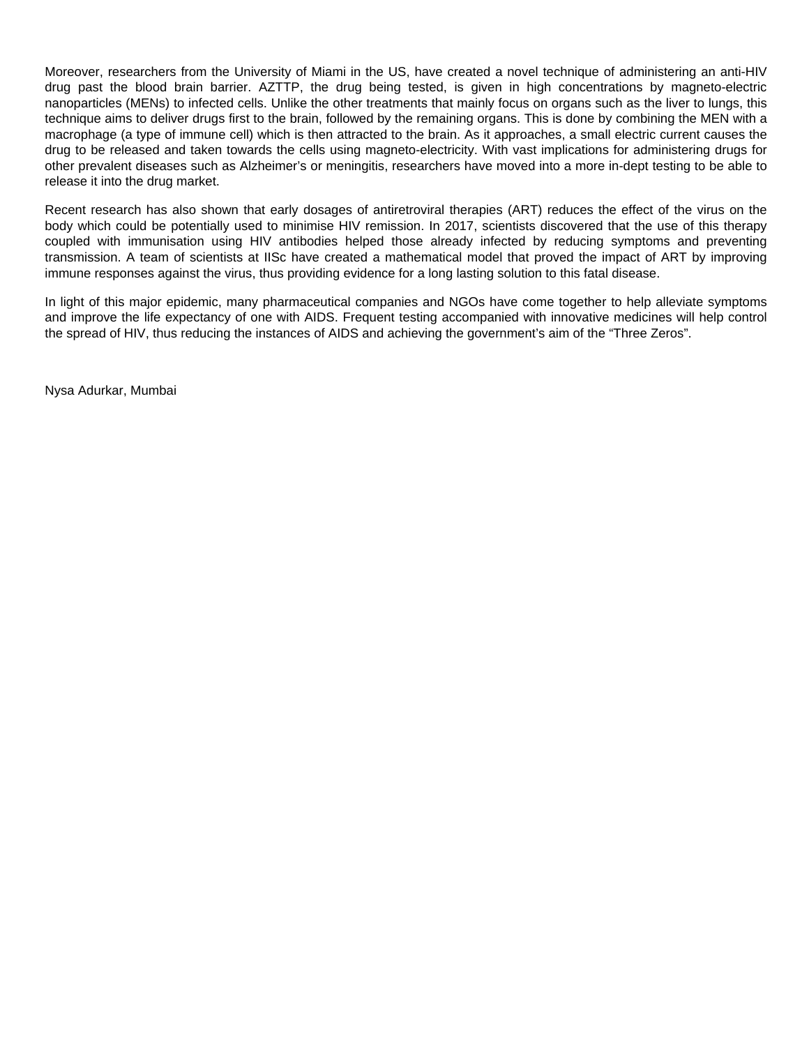Moreover, researchers from the University of Miami in the US, have created a novel technique of administering an anti-HIV drug past the blood brain barrier. AZTTP, the drug being tested, is given in high concentrations by magneto-electric nanoparticles (MENs) to infected cells. Unlike the other treatments that mainly focus on organs such as the liver to lungs, this technique aims to deliver drugs first to the brain, followed by the remaining organs. This is done by combining the MEN with a macrophage (a type of immune cell) which is then attracted to the brain. As it approaches, a small electric current causes the drug to be released and taken towards the cells using magneto-electricity. With vast implications for administering drugs for other prevalent diseases such as Alzheimer's or meningitis, researchers have moved into a more in-dept testing to be able to release it into the drug market.

Recent research has also shown that early dosages of antiretroviral therapies (ART) reduces the effect of the virus on the body which could be potentially used to minimise HIV remission. In 2017, scientists discovered that the use of this therapy coupled with immunisation using HIV antibodies helped those already infected by reducing symptoms and preventing transmission. A team of scientists at IISc have created a mathematical model that proved the impact of ART by improving immune responses against the virus, thus providing evidence for a long lasting solution to this fatal disease.

In light of this major epidemic, many pharmaceutical companies and NGOs have come together to help alleviate symptoms and improve the life expectancy of one with AIDS. Frequent testing accompanied with innovative medicines will help control the spread of HIV, thus reducing the instances of AIDS and achieving the government's aim of the "Three Zeros".

Nysa Adurkar, Mumbai